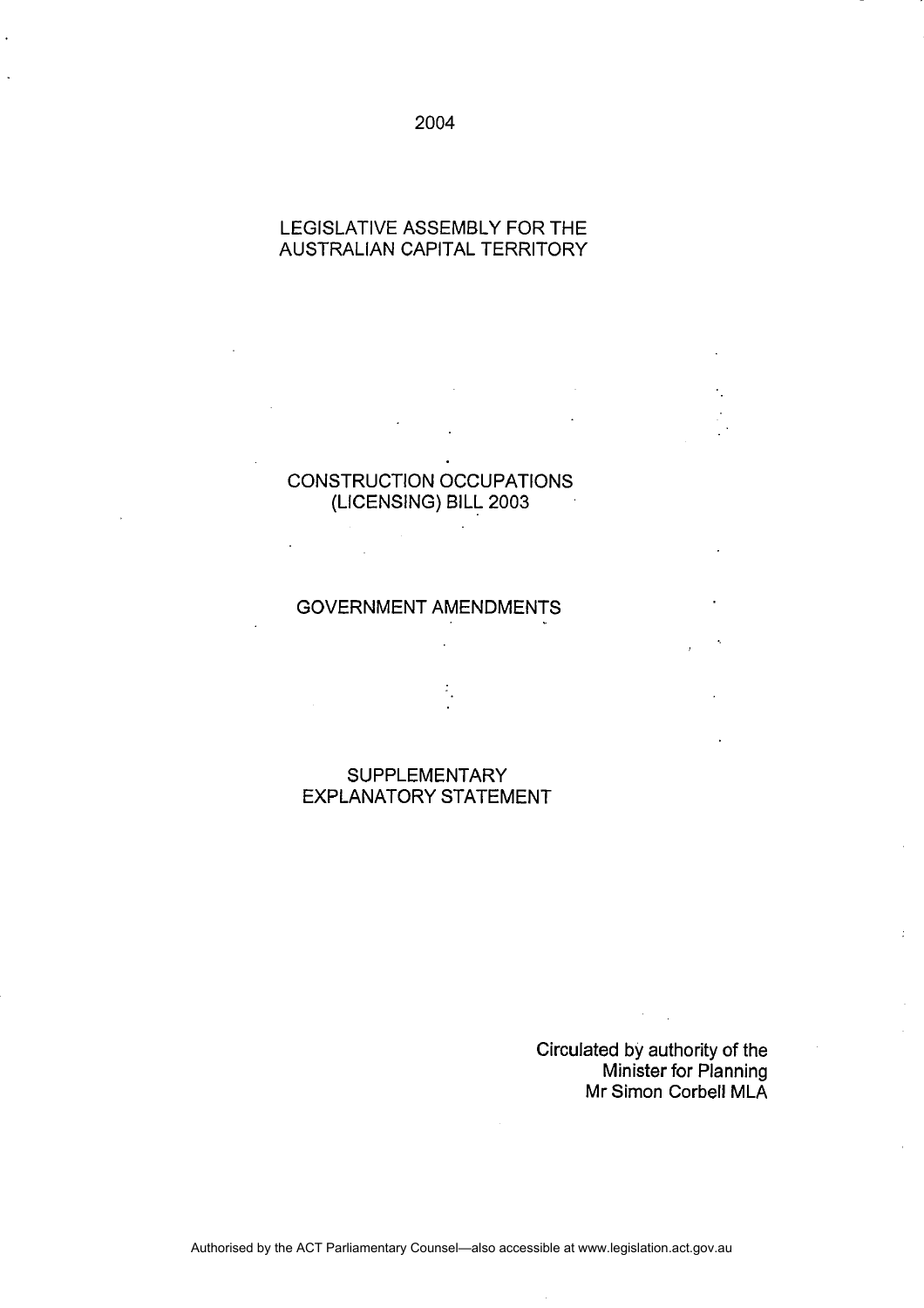2004

LEGISLATIVE ASSEMBLY FOR THE AUSTRALIAN CAPITAL TERRITORY

# CONSTRUCTION OCCUPATIONS (LICENSING) BILL 2003

## GOVERNMENT AMENDMENTS

## SUPPLEMENTARY EXPLANATORY STATEMENT

Circulated by authority of the
Minister for Planning
Mr Simon Corbell MLA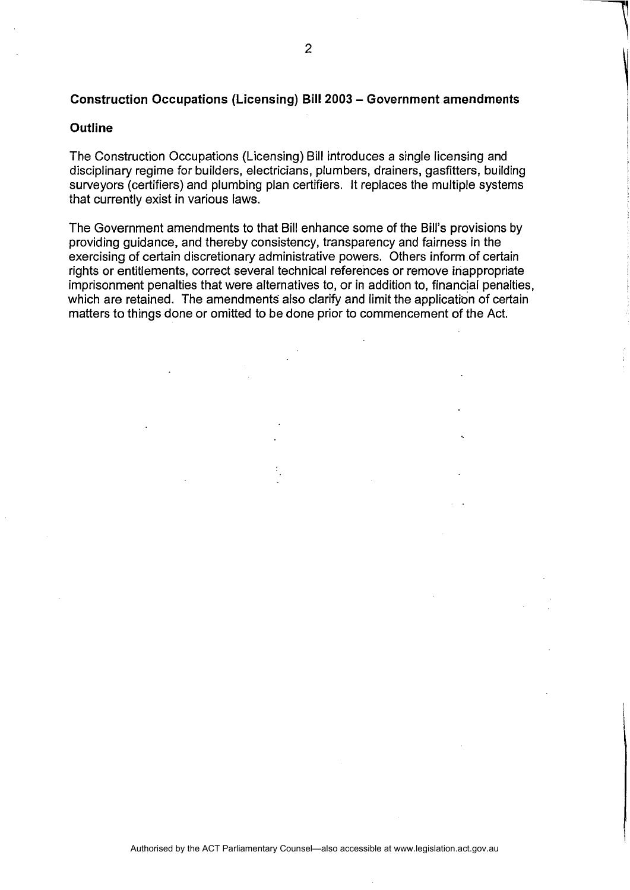**Construction Occupations (Licensing) Bill 2003 – Government amendments**

**Outline**

The Construction Occupations (Licensing) Bill introduces a single licensing and disciplinary regime for builders, electricians, plumbers, drainers, gasfitters, building surveyors (certifiers) and plumbing plan certifiers. It replaces the multiple systems that currently exist in various laws.

The Government amendments to that Bill enhance some of the Bill's provisions by providing guidance, and thereby consistency, transparency and fairness in the exercising of certain discretionary administrative powers. Others inform of certain rights or entitlements, correct several technical references or remove inappropriate imprisonment penalties that were alternatives to, or in addition to, financial penalties, which are retained. The amendments also clarify and limit the application of certain matters to things done or omitted to be done prior to commencement of the Act.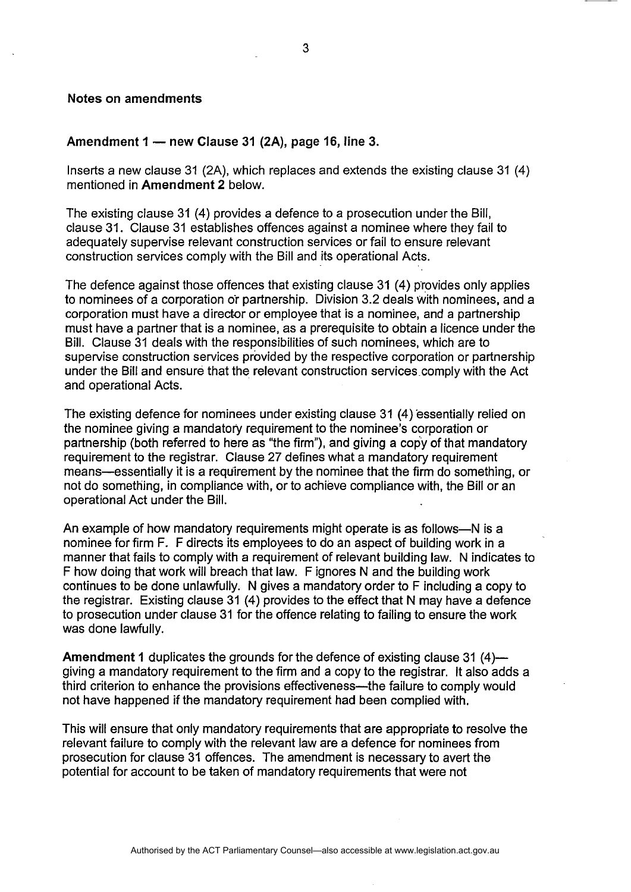**Notes on amendments**

**Amendment 1 — new Clause 31 (2A), page 16, line 3.**

Inserts a new clause 31 (2A), which replaces and extends the existing clause 31 (4) mentioned in **Amendment 2** below.

The existing clause 31 (4) provides a defence to a prosecution under the Bill, clause 31. Clause 31 establishes offences against a nominee where they fail to adequately supervise relevant construction services or fail to ensure relevant construction services comply with the Bill and its operational Acts.

The defence against those offences that existing clause 31 (4) provides only applies to nominees of a corporation or partnership. Division 3.2 deals with nominees, and a corporation must have a director or employee that is a nominee, and a partnership must have a partner that is a nominee, as a prerequisite to obtain a licence under the Bill. Clause 31 deals with the responsibilities of such nominees, which are to supervise construction services provided by the respective corporation or partnership under the Bill and ensure that the relevant construction services comply with the Act and operational Acts.

The existing defence for nominees under existing clause 31 (4) essentially relied on the nominee giving a mandatory requirement to the nominee's corporation or partnership (both referred to here as "the firm"), and giving a copy of that mandatory requirement to the registrar. Clause 27 defines what a mandatory requirement means—essentially it is a requirement by the nominee that the firm do something, or not do something, in compliance with, or to achieve compliance with, the Bill or an operational Act under the Bill.

An example of how mandatory requirements might operate is as follows—N is a nominee for firm F. F directs its employees to do an aspect of building work in a manner that fails to comply with a requirement of relevant building law. N indicates to F how doing that work will breach that law. F ignores N and the building work continues to be done unlawfully. N gives a mandatory order to F including a copy to the registrar. Existing clause 31 (4) provides to the effect that N may have a defence to prosecution under clause 31 for the offence relating to failing to ensure the work was done lawfully.

**Amendment 1** duplicates the grounds for the defence of existing clause 31 (4)—giving a mandatory requirement to the firm and a copy to the registrar. It also adds a third criterion to enhance the provisions effectiveness—the failure to comply would not have happened if the mandatory requirement had been complied with.

This will ensure that only mandatory requirements that are appropriate to resolve the relevant failure to comply with the relevant law are a defence for nominees from prosecution for clause 31 offences. The amendment is necessary to avert the potential for account to be taken of mandatory requirements that were not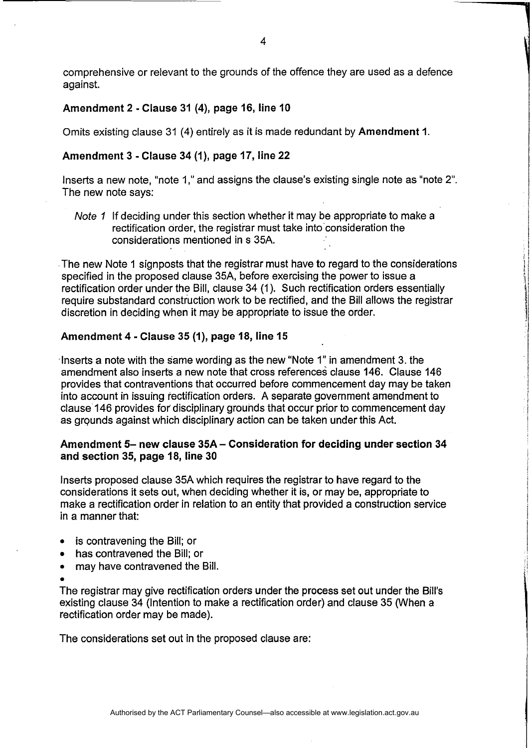comprehensive or relevant to the grounds of the offence they are used as a defence against.

**Amendment 2 - Clause 31 (4), page 16, line 10**

Omits existing clause 31 (4) entirely as it is made redundant by **Amendment 1**.

**Amendment 3 - Clause 34 (1), page 17, line 22**

Inserts a new note, "note 1," and assigns the clause's existing single note as "note 2". The new note says:

> *Note 1* If deciding under this section whether it may be appropriate to make a rectification order, the registrar must take into consideration the considerations mentioned in s 35A.

The new Note 1 signposts that the registrar must have to regard to the considerations specified in the proposed clause 35A, before exercising the power to issue a rectification order under the Bill, clause 34 (1). Such rectification orders essentially require substandard construction work to be rectified, and the Bill allows the registrar discretion in deciding when it may be appropriate to issue the order.

**Amendment 4 - Clause 35 (1), page 18, line 15**

Inserts a note with the same wording as the new "Note 1" in amendment 3. the amendment also inserts a new note that cross references clause 146. Clause 146 provides that contraventions that occurred before commencement day may be taken into account in issuing rectification orders. A separate government amendment to clause 146 provides for disciplinary grounds that occur prior to commencement day as grounds against which disciplinary action can be taken under this Act.

**Amendment 5– new clause 35A – Consideration for deciding under section 34 and section 35, page 18, line 30**

Inserts proposed clause 35A which requires the registrar to have regard to the considerations it sets out, when deciding whether it is, or may be, appropriate to make a rectification order in relation to an entity that provided a construction service in a manner that:

- is contravening the Bill; or
- has contravened the Bill; or
- may have contravened the Bill.

The registrar may give rectification orders under the process set out under the Bill's existing clause 34 (Intention to make a rectification order) and clause 35 (When a rectification order may be made).

The considerations set out in the proposed clause are: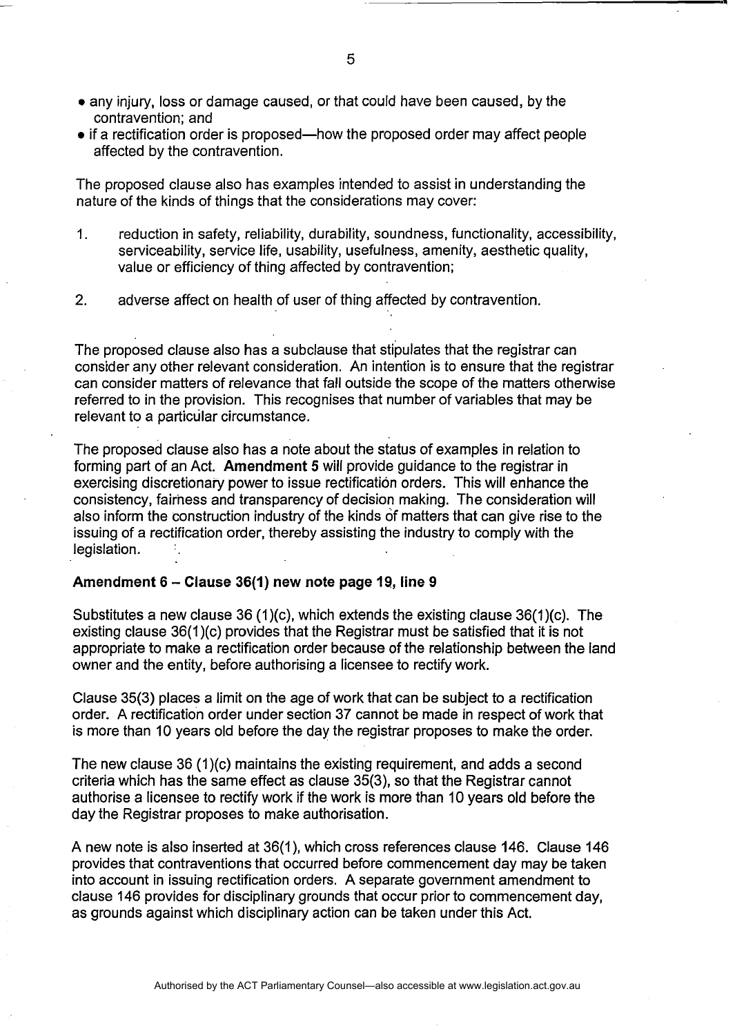- any injury, loss or damage caused, or that could have been caused, by the contravention; and
- if a rectification order is proposed—how the proposed order may affect people affected by the contravention.

The proposed clause also has examples intended to assist in understanding the nature of the kinds of things that the considerations may cover:

1. reduction in safety, reliability, durability, soundness, functionality, accessibility, serviceability, service life, usability, usefulness, amenity, aesthetic quality, value or efficiency of thing affected by contravention;

2. adverse affect on health of user of thing affected by contravention.

The proposed clause also has a subclause that stipulates that the registrar can consider any other relevant consideration. An intention is to ensure that the registrar can consider matters of relevance that fall outside the scope of the matters otherwise referred to in the provision. This recognises that number of variables that may be relevant to a particular circumstance.

The proposed clause also has a note about the status of examples in relation to forming part of an Act. **Amendment 5** will provide guidance to the registrar in exercising discretionary power to issue rectification orders. This will enhance the consistency, fairness and transparency of decision making. The consideration will also inform the construction industry of the kinds of matters that can give rise to the issuing of a rectification order, thereby assisting the industry to comply with the legislation.

**Amendment 6 – Clause 36(1) new note page 19, line 9**

Substitutes a new clause 36 (1)(c), which extends the existing clause 36(1)(c). The existing clause 36(1)(c) provides that the Registrar must be satisfied that it is not appropriate to make a rectification order because of the relationship between the land owner and the entity, before authorising a licensee to rectify work.

Clause 35(3) places a limit on the age of work that can be subject to a rectification order. A rectification order under section 37 cannot be made in respect of work that is more than 10 years old before the day the registrar proposes to make the order.

The new clause 36 (1)(c) maintains the existing requirement, and adds a second criteria which has the same effect as clause 35(3), so that the Registrar cannot authorise a licensee to rectify work if the work is more than 10 years old before the day the Registrar proposes to make authorisation.

A new note is also inserted at 36(1), which cross references clause 146. Clause 146 provides that contraventions that occurred before commencement day may be taken into account in issuing rectification orders. A separate government amendment to clause 146 provides for disciplinary grounds that occur prior to commencement day, as grounds against which disciplinary action can be taken under this Act.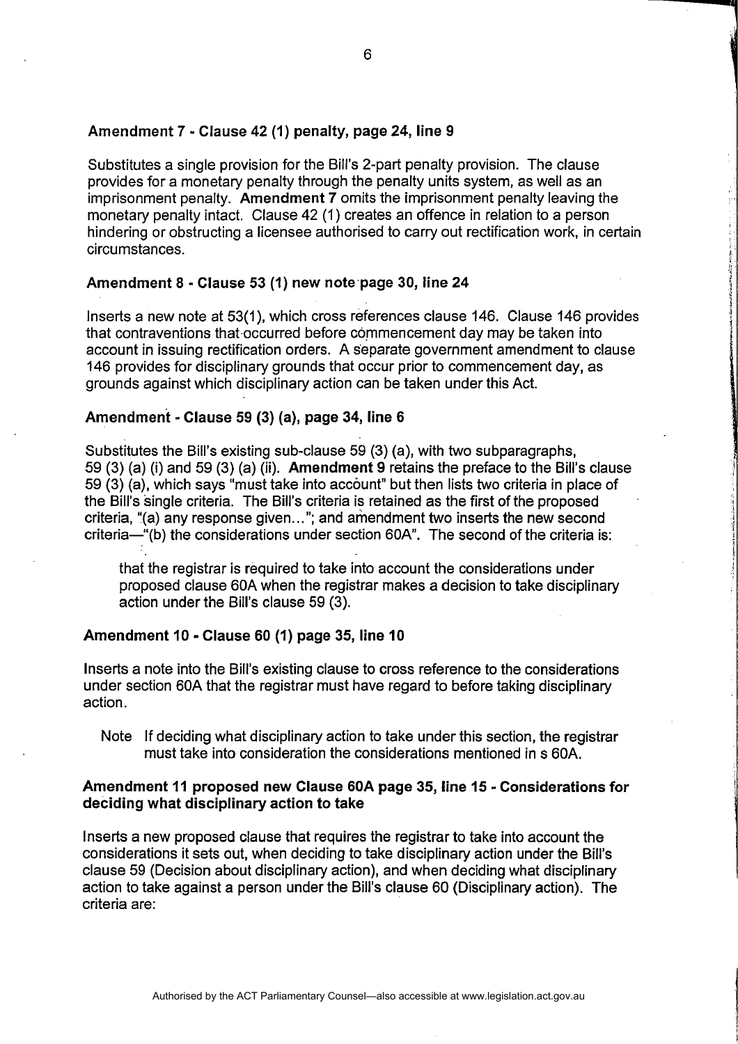### Amendment 7 - Clause 42 (1) penalty, page 24, line 9

Substitutes a single provision for the Bill's 2-part penalty provision. The clause provides for a monetary penalty through the penalty units system, as well as an imprisonment penalty. **Amendment 7** omits the imprisonment penalty leaving the monetary penalty intact. Clause 42 (1) creates an offence in relation to a person hindering or obstructing a licensee authorised to carry out rectification work, in certain circumstances.

### Amendment 8 - Clause 53 (1) new note page 30, line 24

Inserts a new note at 53(1), which cross references clause 146. Clause 146 provides that contraventions that occurred before commencement day may be taken into account in issuing rectification orders. A separate government amendment to clause 146 provides for disciplinary grounds that occur prior to commencement day, as grounds against which disciplinary action can be taken under this Act.

### Amendment - Clause 59 (3) (a), page 34, line 6

Substitutes the Bill's existing sub-clause 59 (3) (a), with two subparagraphs, 59 (3) (a) (i) and 59 (3) (a) (ii). **Amendment 9** retains the preface to the Bill's clause 59 (3) (a), which says "must take into account" but then lists two criteria in place of the Bill's single criteria. The Bill's criteria is retained as the first of the proposed criteria, "(a) any response given…"; and amendment two inserts the new second criteria—"(b) the considerations under section 60A". The second of the criteria is:

> that the registrar is required to take into account the considerations under proposed clause 60A when the registrar makes a decision to take disciplinary action under the Bill's clause 59 (3).

### Amendment 10 - Clause 60 (1) page 35, line 10

Inserts a note into the Bill's existing clause to cross reference to the considerations under section 60A that the registrar must have regard to before taking disciplinary action.

> Note If deciding what disciplinary action to take under this section, the registrar must take into consideration the considerations mentioned in s 60A.

### Amendment 11 proposed new Clause 60A page 35, line 15 - Considerations for deciding what disciplinary action to take

Inserts a new proposed clause that requires the registrar to take into account the considerations it sets out, when deciding to take disciplinary action under the Bill's clause 59 (Decision about disciplinary action), and when deciding what disciplinary action to take against a person under the Bill's clause 60 (Disciplinary action). The criteria are: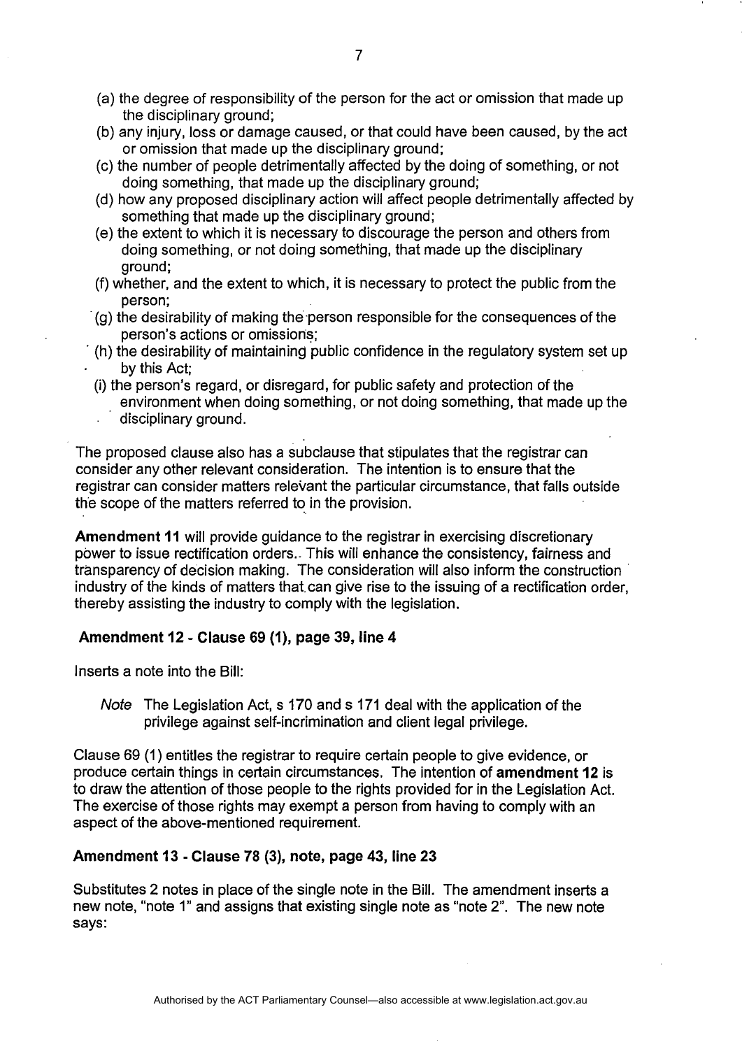(a) the degree of responsibility of the person for the act or omission that made up the disciplinary ground;
(b) any injury, loss or damage caused, or that could have been caused, by the act or omission that made up the disciplinary ground;
(c) the number of people detrimentally affected by the doing of something, or not doing something, that made up the disciplinary ground;
(d) how any proposed disciplinary action will affect people detrimentally affected by something that made up the disciplinary ground;
(e) the extent to which it is necessary to discourage the person and others from doing something, or not doing something, that made up the disciplinary ground;
(f) whether, and the extent to which, it is necessary to protect the public from the person;
(g) the desirability of making the person responsible for the consequences of the person's actions or omissions;
(h) the desirability of maintaining public confidence in the regulatory system set up by this Act;
(i) the person's regard, or disregard, for public safety and protection of the environment when doing something, or not doing something, that made up the disciplinary ground.

The proposed clause also has a subclause that stipulates that the registrar can consider any other relevant consideration. The intention is to ensure that the registrar can consider matters relevant the particular circumstance, that falls outside the scope of the matters referred to in the provision.

**Amendment 11** will provide guidance to the registrar in exercising discretionary power to issue rectification orders.. This will enhance the consistency, fairness and transparency of decision making. The consideration will also inform the construction industry of the kinds of matters that can give rise to the issuing of a rectification order, thereby assisting the industry to comply with the legislation.

### Amendment 12 - Clause 69 (1), page 39, line 4

Inserts a note into the Bill:

> *Note* The Legislation Act, s 170 and s 171 deal with the application of the privilege against self-incrimination and client legal privilege.

Clause 69 (1) entitles the registrar to require certain people to give evidence, or produce certain things in certain circumstances. The intention of **amendment 12** is to draw the attention of those people to the rights provided for in the Legislation Act. The exercise of those rights may exempt a person from having to comply with an aspect of the above-mentioned requirement.

### Amendment 13 - Clause 78 (3), note, page 43, line 23

Substitutes 2 notes in place of the single note in the Bill. The amendment inserts a new note, "note 1" and assigns that existing single note as "note 2". The new note says: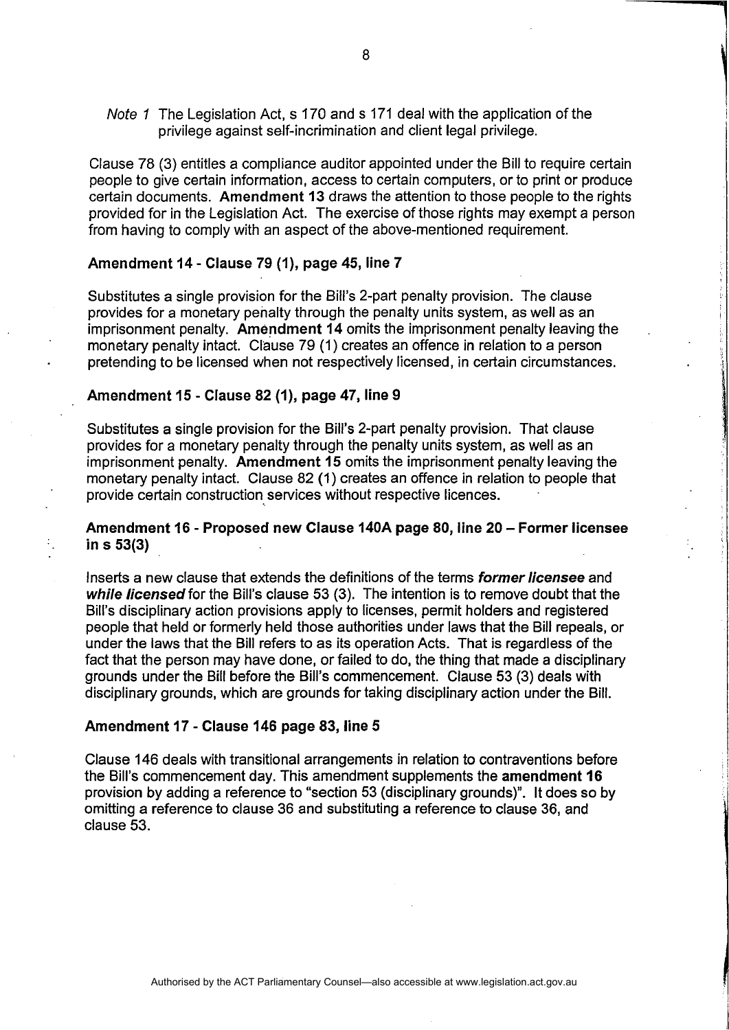*Note 1* The Legislation Act, s 170 and s 171 deal with the application of the privilege against self-incrimination and client legal privilege.

Clause 78 (3) entitles a compliance auditor appointed under the Bill to require certain people to give certain information, access to certain computers, or to print or produce certain documents. **Amendment 13** draws the attention to those people to the rights provided for in the Legislation Act. The exercise of those rights may exempt a person from having to comply with an aspect of the above-mentioned requirement.

**Amendment 14 - Clause 79 (1), page 45, line 7**

Substitutes a single provision for the Bill's 2-part penalty provision. The clause provides for a monetary penalty through the penalty units system, as well as an imprisonment penalty. **Amendment 14** omits the imprisonment penalty leaving the monetary penalty intact. Clause 79 (1) creates an offence in relation to a person pretending to be licensed when not respectively licensed, in certain circumstances.

**Amendment 15 - Clause 82 (1), page 47, line 9**

Substitutes a single provision for the Bill's 2-part penalty provision. That clause provides for a monetary penalty through the penalty units system, as well as an imprisonment penalty. **Amendment 15** omits the imprisonment penalty leaving the monetary penalty intact. Clause 82 (1) creates an offence in relation to people that provide certain construction services without respective licences.

**Amendment 16 - Proposed new Clause 140A page 80, line 20 – Former licensee in s 53(3)**

Inserts a new clause that extends the definitions of the terms ***former licensee*** and ***while licensed*** for the Bill's clause 53 (3). The intention is to remove doubt that the Bill's disciplinary action provisions apply to licenses, permit holders and registered people that held or formerly held those authorities under laws that the Bill repeals, or under the laws that the Bill refers to as its operation Acts. That is regardless of the fact that the person may have done, or failed to do, the thing that made a disciplinary grounds under the Bill before the Bill's commencement. Clause 53 (3) deals with disciplinary grounds, which are grounds for taking disciplinary action under the Bill.

**Amendment 17 - Clause 146 page 83, line 5**

Clause 146 deals with transitional arrangements in relation to contraventions before the Bill's commencement day. This amendment supplements the **amendment 16** provision by adding a reference to "section 53 (disciplinary grounds)". It does so by omitting a reference to clause 36 and substituting a reference to clause 36, and clause 53.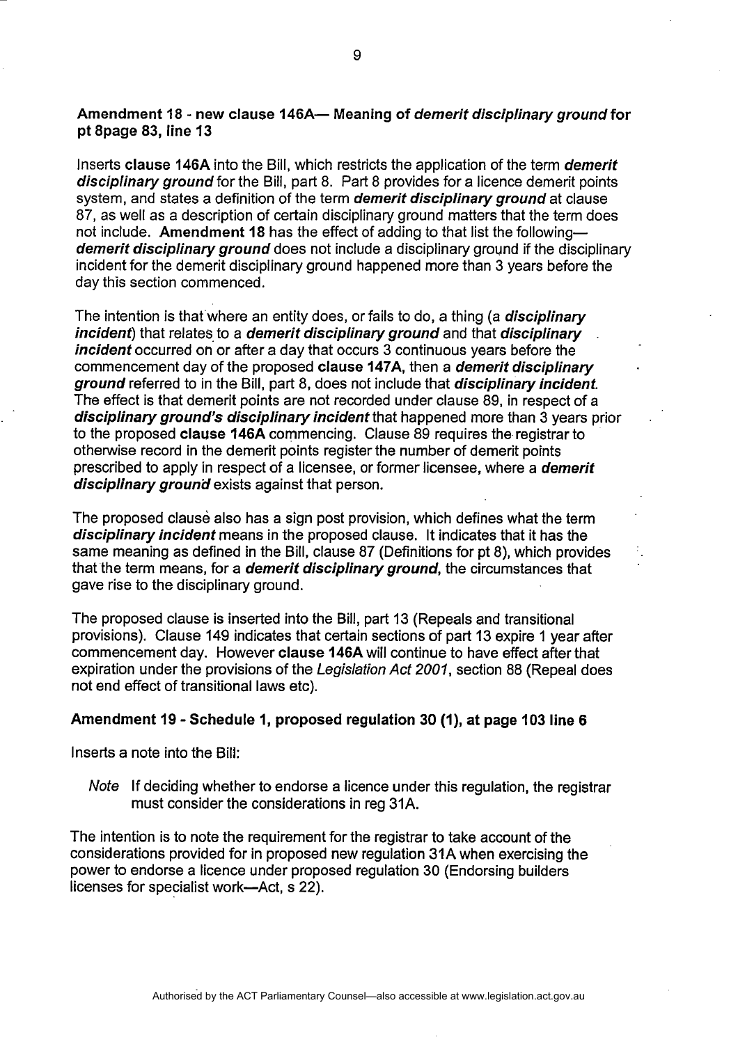**Amendment 18 - new clause 146A— Meaning of *demerit disciplinary ground* for pt 8page 83, line 13**

Inserts **clause 146A** into the Bill, which restricts the application of the term ***demerit disciplinary ground*** for the Bill, part 8. Part 8 provides for a licence demerit points system, and states a definition of the term ***demerit disciplinary ground*** at clause 87, as well as a description of certain disciplinary ground matters that the term does not include. **Amendment 18** has the effect of adding to that list the following—***demerit disciplinary ground*** does not include a disciplinary ground if the disciplinary incident for the demerit disciplinary ground happened more than 3 years before the day this section commenced.

The intention is that where an entity does, or fails to do, a thing (a ***disciplinary incident***) that relates to a ***demerit disciplinary ground*** and that ***disciplinary incident*** occurred on or after a day that occurs 3 continuous years before the commencement day of the proposed **clause 147A**, then a ***demerit disciplinary ground*** referred to in the Bill, part 8, does not include that ***disciplinary incident***. The effect is that demerit points are not recorded under clause 89, in respect of a ***disciplinary ground's disciplinary incident*** that happened more than 3 years prior to the proposed **clause 146A** commencing. Clause 89 requires the registrar to otherwise record in the demerit points register the number of demerit points prescribed to apply in respect of a licensee, or former licensee, where a ***demerit disciplinary ground*** exists against that person.

The proposed clause also has a sign post provision, which defines what the term ***disciplinary incident*** means in the proposed clause. It indicates that it has the same meaning as defined in the Bill, clause 87 (Definitions for pt 8), which provides that the term means, for a ***demerit disciplinary ground***, the circumstances that gave rise to the disciplinary ground.

The proposed clause is inserted into the Bill, part 13 (Repeals and transitional provisions). Clause 149 indicates that certain sections of part 13 expire 1 year after commencement day. However **clause 146A** will continue to have effect after that expiration under the provisions of the *Legislation Act 2001*, section 88 (Repeal does not end effect of transitional laws etc).

**Amendment 19 - Schedule 1, proposed regulation 30 (1), at page 103 line 6**

Inserts a note into the Bill:

> *Note* If deciding whether to endorse a licence under this regulation, the registrar must consider the considerations in reg 31A.

The intention is to note the requirement for the registrar to take account of the considerations provided for in proposed new regulation 31A when exercising the power to endorse a licence under proposed regulation 30 (Endorsing builders licenses for specialist work—Act, s 22).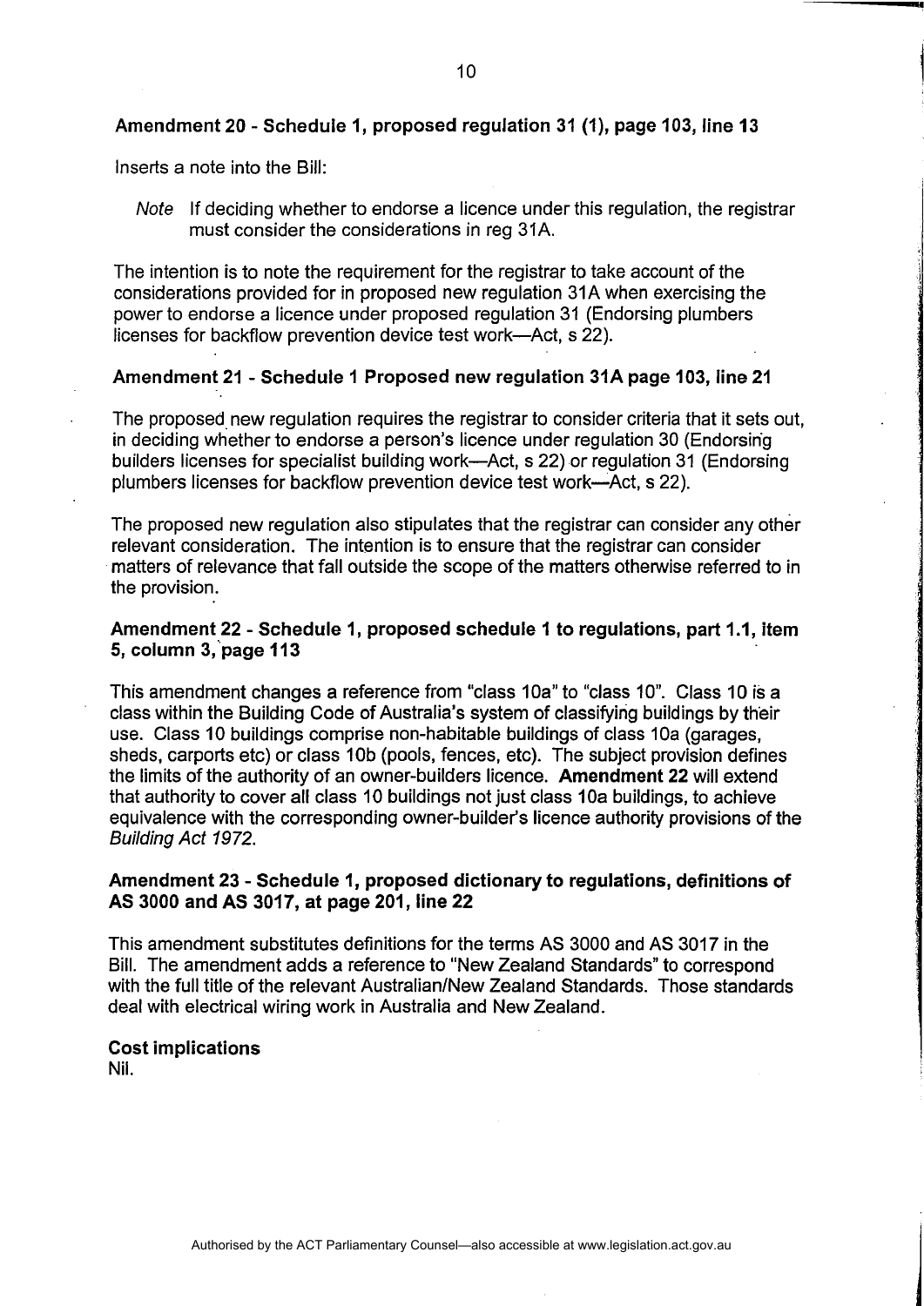**Amendment 20 - Schedule 1, proposed regulation 31 (1), page 103, line 13**

Inserts a note into the Bill:

> *Note* If deciding whether to endorse a licence under this regulation, the registrar must consider the considerations in reg 31A.

The intention is to note the requirement for the registrar to take account of the considerations provided for in proposed new regulation 31A when exercising the power to endorse a licence under proposed regulation 31 (Endorsing plumbers licenses for backflow prevention device test work—Act, s 22).

**Amendment 21 - Schedule 1 Proposed new regulation 31A page 103, line 21**

The proposed new regulation requires the registrar to consider criteria that it sets out, in deciding whether to endorse a person's licence under regulation 30 (Endorsing builders licenses for specialist building work—Act, s 22) or regulation 31 (Endorsing plumbers licenses for backflow prevention device test work—Act, s 22).

The proposed new regulation also stipulates that the registrar can consider any other relevant consideration. The intention is to ensure that the registrar can consider matters of relevance that fall outside the scope of the matters otherwise referred to in the provision.

**Amendment 22 - Schedule 1, proposed schedule 1 to regulations, part 1.1, item 5, column 3, page 113**

This amendment changes a reference from "class 10a" to "class 10". Class 10 is a class within the Building Code of Australia's system of classifying buildings by their use. Class 10 buildings comprise non-habitable buildings of class 10a (garages, sheds, carports etc) or class 10b (pools, fences, etc). The subject provision defines the limits of the authority of an owner-builders licence. **Amendment 22** will extend that authority to cover all class 10 buildings not just class 10a buildings, to achieve equivalence with the corresponding owner-builder's licence authority provisions of the *Building Act 1972*.

**Amendment 23 - Schedule 1, proposed dictionary to regulations, definitions of AS 3000 and AS 3017, at page 201, line 22**

This amendment substitutes definitions for the terms AS 3000 and AS 3017 in the Bill. The amendment adds a reference to "New Zealand Standards" to correspond with the full title of the relevant Australian/New Zealand Standards. Those standards deal with electrical wiring work in Australia and New Zealand.

**Cost implications**
Nil.